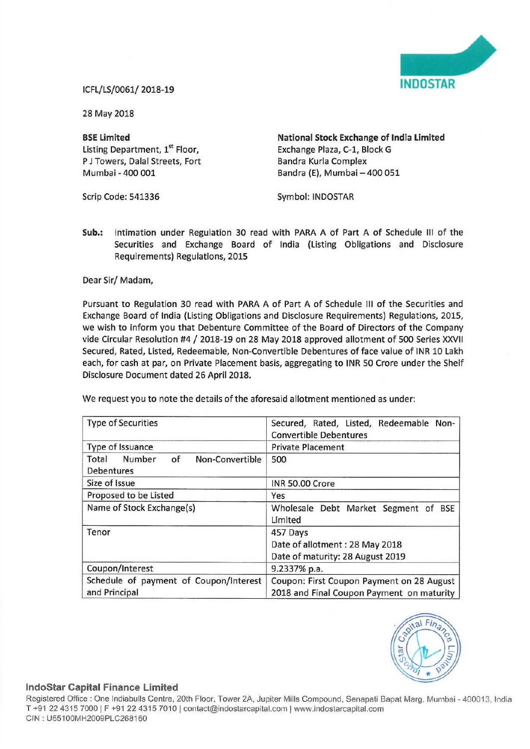ICFL/LS/0061/ 2018-19

28 May 2018

| **BSE Limited** | **National Stock Exchange of India Limited** |
|---|---|
| Listing Department, 1st Floor, | Exchange Plaza, C-1, Block G |
| P J Towers, Dalal Streets, Fort | Bandra Kurla Complex |
| Mumbai - 400 001 | Bandra (E), Mumbai – 400 051 |
| Scrip Code: 541336 | Symbol: INDOSTAR |

**Sub.:** Intimation under Regulation 30 read with PARA A of Part A of Schedule III of the Securities and Exchange Board of India (Listing Obligations and Disclosure Requirements) Regulations, 2015

Dear Sir/ Madam,

Pursuant to Regulation 30 read with PARA A of Part A of Schedule III of the Securities and Exchange Board of India (Listing Obligations and Disclosure Requirements) Regulations, 2015, we wish to inform you that Debenture Committee of the Board of Directors of the Company vide Circular Resolution #4 / 2018-19 on 28 May 2018 approved allotment of 500 Series XXVII Secured, Rated, Listed, Redeemable, Non-Convertible Debentures of face value of INR 10 Lakh each, for cash at par, on Private Placement basis, aggregating to INR 50 Crore under the Shelf Disclosure Document dated 26 April 2018.

We request you to note the details of the aforesaid allotment mentioned as under:

| Type of Securities | Secured, Rated, Listed, Redeemable Non-Convertible Debentures |
|---|---|
| Type of Issuance | Private Placement |
| Total Number of Non-Convertible Debentures | 500 |
| Size of Issue | INR 50.00 Crore |
| Proposed to be Listed | Yes |
| Name of Stock Exchange(s) | Wholesale Debt Market Segment of BSE Limited |
| Tenor | 457 Days<br>Date of allotment : 28 May 2018<br>Date of maturity: 28 August 2019 |
| Coupon/Interest | 9.2337% p.a. |
| Schedule of payment of Coupon/Interest and Principal | Coupon: First Coupon Payment on 28 August 2018 and Final Coupon Payment on maturity |

**IndoStar Capital Finance Limited**
Registered Office : One Indiabulls Centre, 20th Floor, Tower 2A, Jupiter Mills Compound, Senapati Bapat Marg, Mumbai - 400013, India
T +91 22 4315 7000 | F +91 22 4315 7010 | contact@indostarcapital.com | www.indostarcapital.com
CIN : U65100MH2009PLC268160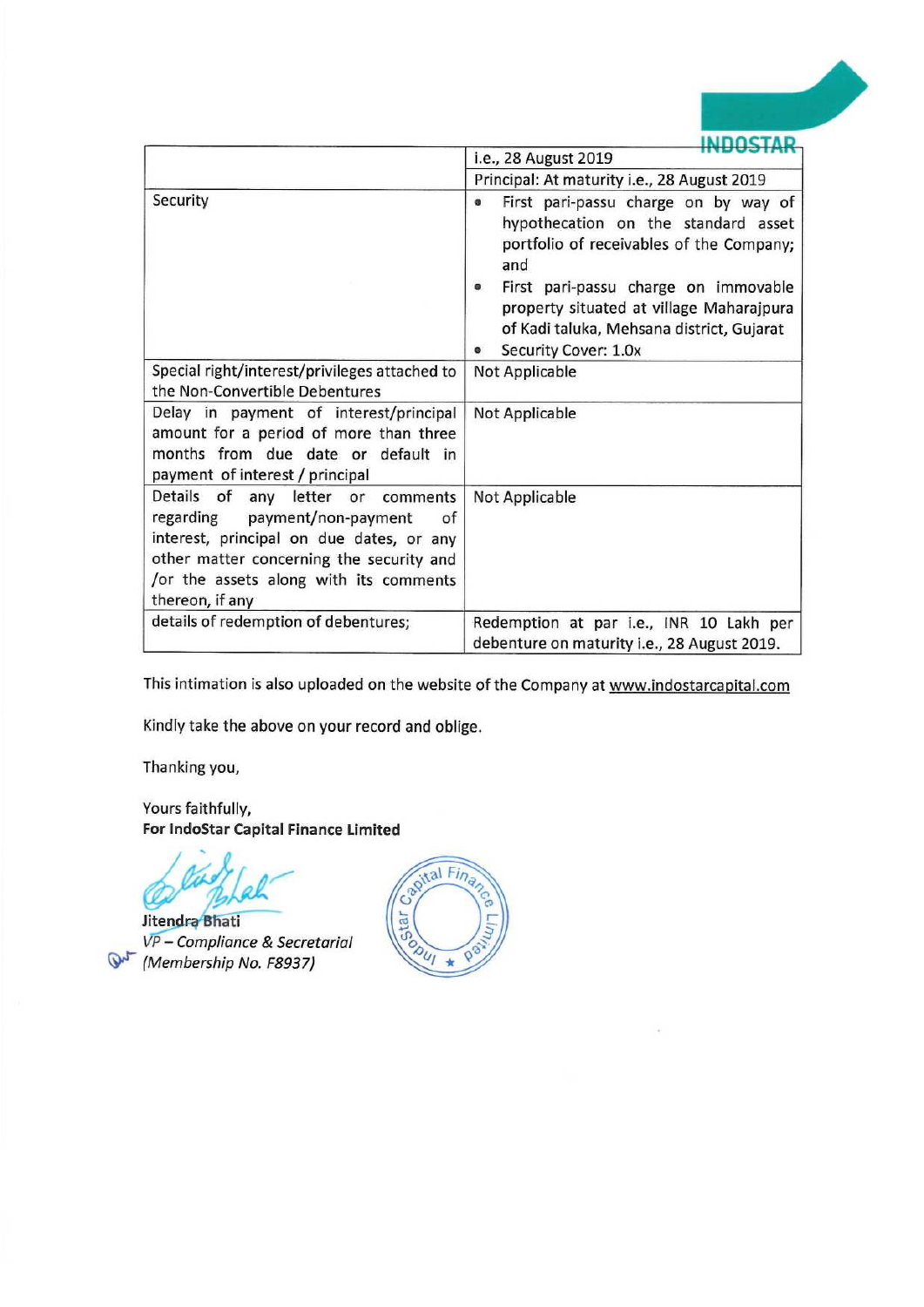| | |
|---|---|
| | i.e., 28 August 2019 |
| | Principal: At maturity i.e., 28 August 2019 |
| Security | • First pari-passu charge on by way of hypothecation on the standard asset portfolio of receivables of the Company; and<br>• First pari-passu charge on immovable property situated at village Maharajpura of Kadi taluka, Mehsana district, Gujarat<br>• Security Cover: 1.0x |
| Special right/interest/privileges attached to the Non-Convertible Debentures | Not Applicable |
| Delay in payment of interest/principal amount for a period of more than three months from due date or default in payment of interest / principal | Not Applicable |
| Details of any letter or comments regarding payment/non-payment of interest, principal on due dates, or any other matter concerning the security and /or the assets along with its comments thereon, if any | Not Applicable |
| details of redemption of debentures; | Redemption at par i.e., INR 10 Lakh per debenture on maturity i.e., 28 August 2019. |

This intimation is also uploaded on the website of the Company at www.indostarcapital.com

Kindly take the above on your record and oblige.

Thanking you,

Yours faithfully,
**For IndoStar Capital Finance Limited**

Jitendra Bhati
*VP – Compliance & Secretarial*
*(Membership No. F8937)*